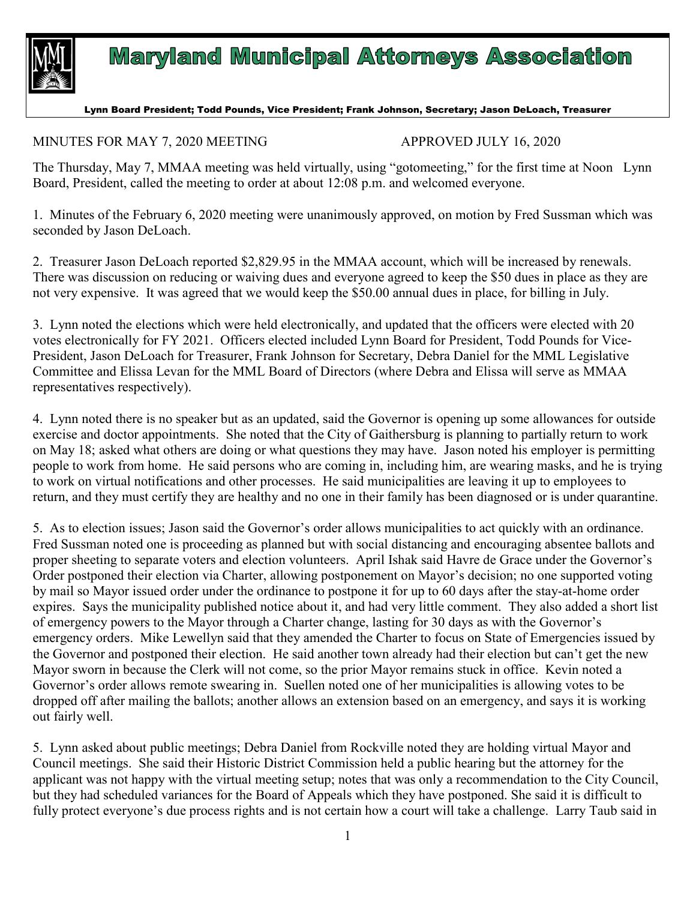# Maryland Municipal Attorneys Association

Lynn Board President; Todd Pounds, Vice President; Frank Johnson, Secretary; Jason DeLoach, Treasurer

MINUTES FOR MAY 7, 2020 MEETING APPROVED JULY 16, 2020

The Thursday, May 7, MMAA meeting was held virtually, using "gotomeeting," for the first time at Noon Lynn Board, President, called the meeting to order at about 12:08 p.m. and welcomed everyone.

1. Minutes of the February 6, 2020 meeting were unanimously approved, on motion by Fred Sussman which was seconded by Jason DeLoach.

2. Treasurer Jason DeLoach reported $2,829.95 in the MMAA account, which will be increased by renewals. There was discussion on reducing or waiving dues and everyone agreed to keep the $50 dues in place as they are not very expensive. It was agreed that we would keep the $50.00 annual dues in place, for billing in July.

3. Lynn noted the elections which were held electronically, and updated that the officers were elected with 20 votes electronically for FY 2021. Officers elected included Lynn Board for President, Todd Pounds for Vice-President, Jason DeLoach for Treasurer, Frank Johnson for Secretary, Debra Daniel for the MML Legislative Committee and Elissa Levan for the MML Board of Directors (where Debra and Elissa will serve as MMAA representatives respectively).

4. Lynn noted there is no speaker but as an updated, said the Governor is opening up some allowances for outside exercise and doctor appointments. She noted that the City of Gaithersburg is planning to partially return to work on May 18; asked what others are doing or what questions they may have. Jason noted his employer is permitting people to work from home. He said persons who are coming in, including him, are wearing masks, and he is trying to work on virtual notifications and other processes. He said municipalities are leaving it up to employees to return, and they must certify they are healthy and no one in their family has been diagnosed or is under quarantine.

5. As to election issues; Jason said the Governor's order allows municipalities to act quickly with an ordinance. Fred Sussman noted one is proceeding as planned but with social distancing and encouraging absentee ballots and proper sheeting to separate voters and election volunteers. April Ishak said Havre de Grace under the Governor's Order postponed their election via Charter, allowing postponement on Mayor's decision; no one supported voting by mail so Mayor issued order under the ordinance to postpone it for up to 60 days after the stay-at-home order expires. Says the municipality published notice about it, and had very little comment. They also added a short list of emergency powers to the Mayor through a Charter change, lasting for 30 days as with the Governor's emergency orders. Mike Lewellyn said that they amended the Charter to focus on State of Emergencies issued by the Governor and postponed their election. He said another town already had their election but can't get the new Mayor sworn in because the Clerk will not come, so the prior Mayor remains stuck in office. Kevin noted a Governor's order allows remote swearing in. Suellen noted one of her municipalities is allowing votes to be dropped off after mailing the ballots; another allows an extension based on an emergency, and says it is working out fairly well.

5. Lynn asked about public meetings; Debra Daniel from Rockville noted they are holding virtual Mayor and Council meetings. She said their Historic District Commission held a public hearing but the attorney for the applicant was not happy with the virtual meeting setup; notes that was only a recommendation to the City Council, but they had scheduled variances for the Board of Appeals which they have postponed. She said it is difficult to fully protect everyone's due process rights and is not certain how a court will take a challenge. Larry Taub said in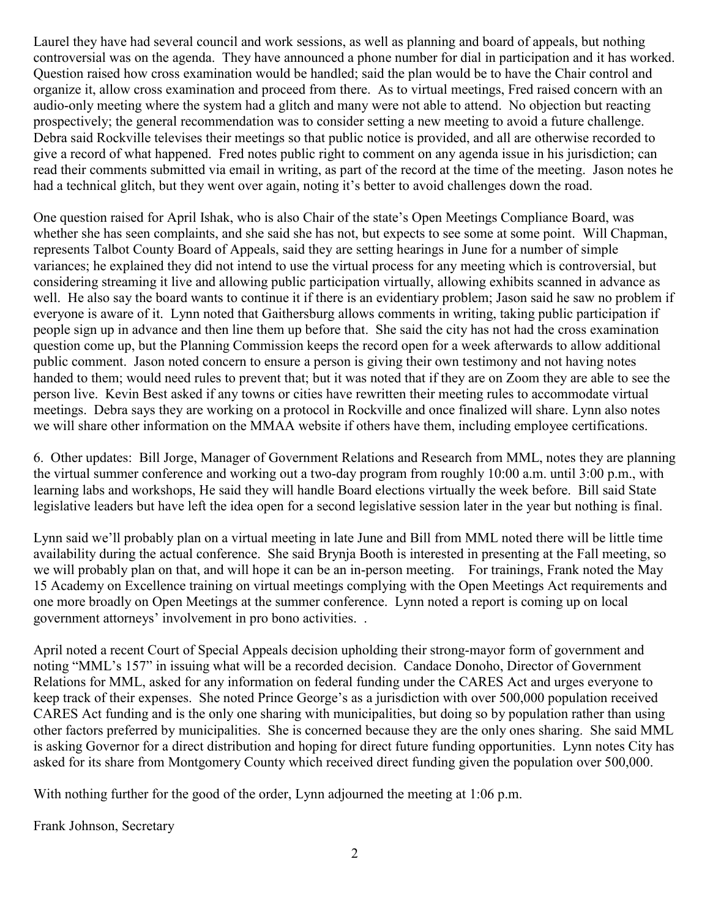Laurel they have had several council and work sessions, as well as planning and board of appeals, but nothing controversial was on the agenda. They have announced a phone number for dial in participation and it has worked. Question raised how cross examination would be handled; said the plan would be to have the Chair control and organize it, allow cross examination and proceed from there. As to virtual meetings, Fred raised concern with an audio-only meeting where the system had a glitch and many were not able to attend. No objection but reacting prospectively; the general recommendation was to consider setting a new meeting to avoid a future challenge. Debra said Rockville televises their meetings so that public notice is provided, and all are otherwise recorded to give a record of what happened. Fred notes public right to comment on any agenda issue in his jurisdiction; can read their comments submitted via email in writing, as part of the record at the time of the meeting. Jason notes he had a technical glitch, but they went over again, noting it's better to avoid challenges down the road.

One question raised for April Ishak, who is also Chair of the state's Open Meetings Compliance Board, was whether she has seen complaints, and she said she has not, but expects to see some at some point. Will Chapman, represents Talbot County Board of Appeals, said they are setting hearings in June for a number of simple variances; he explained they did not intend to use the virtual process for any meeting which is controversial, but considering streaming it live and allowing public participation virtually, allowing exhibits scanned in advance as well. He also say the board wants to continue it if there is an evidentiary problem; Jason said he saw no problem if everyone is aware of it. Lynn noted that Gaithersburg allows comments in writing, taking public participation if people sign up in advance and then line them up before that. She said the city has not had the cross examination question come up, but the Planning Commission keeps the record open for a week afterwards to allow additional public comment. Jason noted concern to ensure a person is giving their own testimony and not having notes handed to them; would need rules to prevent that; but it was noted that if they are on Zoom they are able to see the person live. Kevin Best asked if any towns or cities have rewritten their meeting rules to accommodate virtual meetings. Debra says they are working on a protocol in Rockville and once finalized will share. Lynn also notes we will share other information on the MMAA website if others have them, including employee certifications.

6. Other updates: Bill Jorge, Manager of Government Relations and Research from MML, notes they are planning the virtual summer conference and working out a two-day program from roughly 10:00 a.m. until 3:00 p.m., with learning labs and workshops, He said they will handle Board elections virtually the week before. Bill said State legislative leaders but have left the idea open for a second legislative session later in the year but nothing is final.

Lynn said we'll probably plan on a virtual meeting in late June and Bill from MML noted there will be little time availability during the actual conference. She said Brynja Booth is interested in presenting at the Fall meeting, so we will probably plan on that, and will hope it can be an in-person meeting. For trainings, Frank noted the May 15 Academy on Excellence training on virtual meetings complying with the Open Meetings Act requirements and one more broadly on Open Meetings at the summer conference. Lynn noted a report is coming up on local government attorneys' involvement in pro bono activities. .

April noted a recent Court of Special Appeals decision upholding their strong-mayor form of government and noting "MML's 157" in issuing what will be a recorded decision. Candace Donoho, Director of Government Relations for MML, asked for any information on federal funding under the CARES Act and urges everyone to keep track of their expenses. She noted Prince George's as a jurisdiction with over 500,000 population received CARES Act funding and is the only one sharing with municipalities, but doing so by population rather than using other factors preferred by municipalities. She is concerned because they are the only ones sharing. She said MML is asking Governor for a direct distribution and hoping for direct future funding opportunities. Lynn notes City has asked for its share from Montgomery County which received direct funding given the population over 500,000.

With nothing further for the good of the order, Lynn adjourned the meeting at 1:06 p.m.

Frank Johnson, Secretary